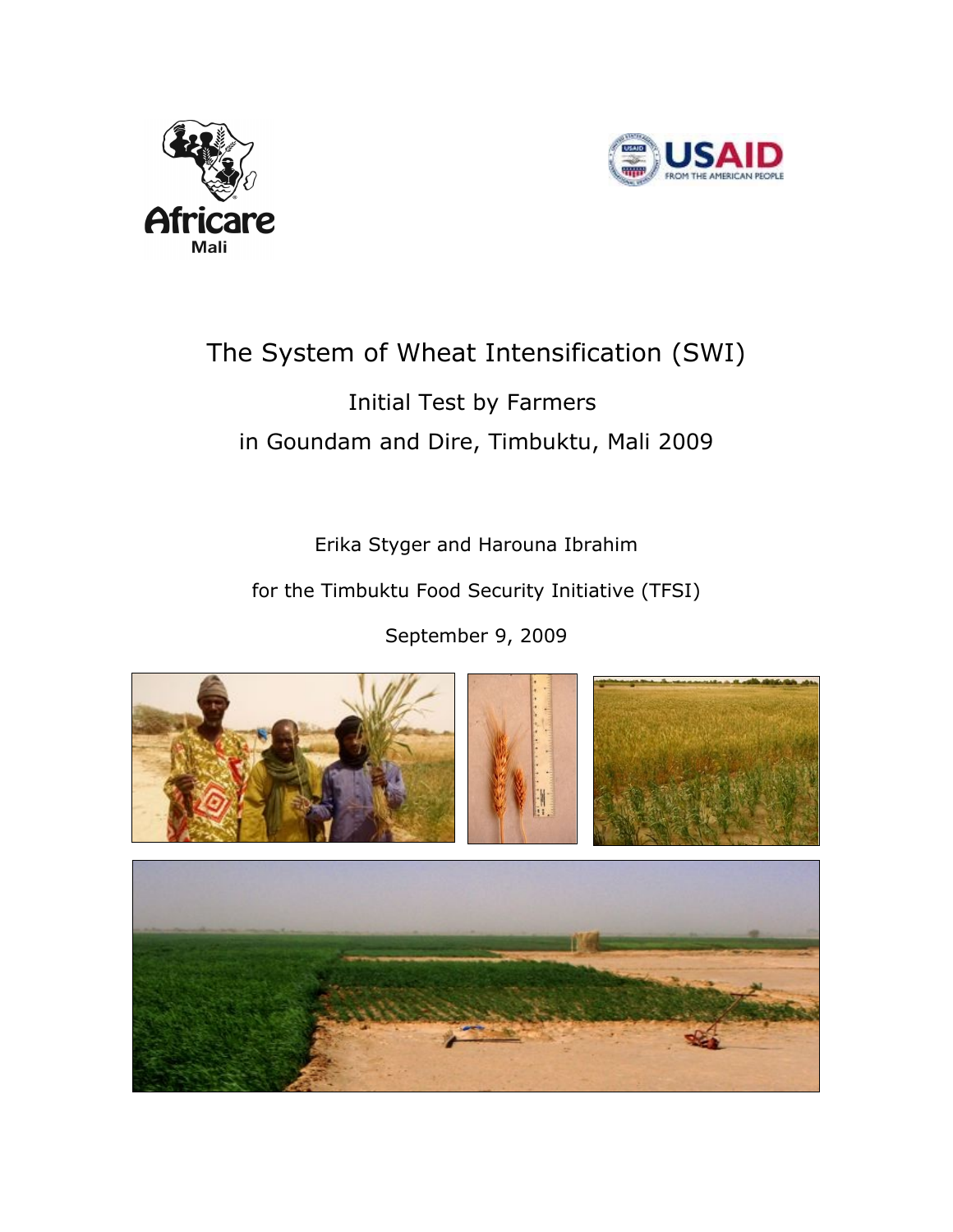Africare
Mali

USAID
FROM THE AMERICAN PEOPLE

# The System of Wheat Intensification (SWI)

## Initial Test by Farmers in Goundam and Dire, Timbuktu, Mali 2009

Erika Styger and Harouna Ibrahim

for the Timbuktu Food Security Initiative (TFSI)

September 9, 2009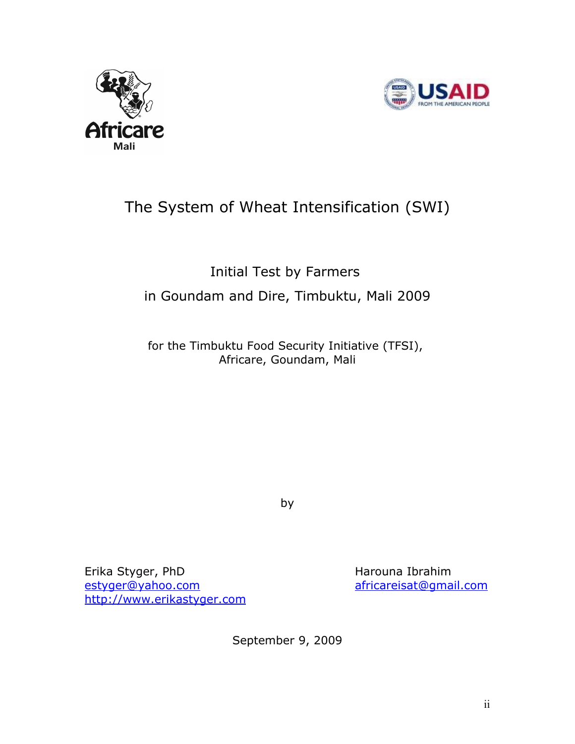# The System of Wheat Intensification (SWI)

Initial Test by Farmers

in Goundam and Dire, Timbuktu, Mali 2009

for the Timbuktu Food Security Initiative (TFSI), Africare, Goundam, Mali

by

Erika Styger, PhD
estyger@yahoo.com
http://www.erikastyger.com

Harouna Ibrahim
africareisat@gmail.com

September 9, 2009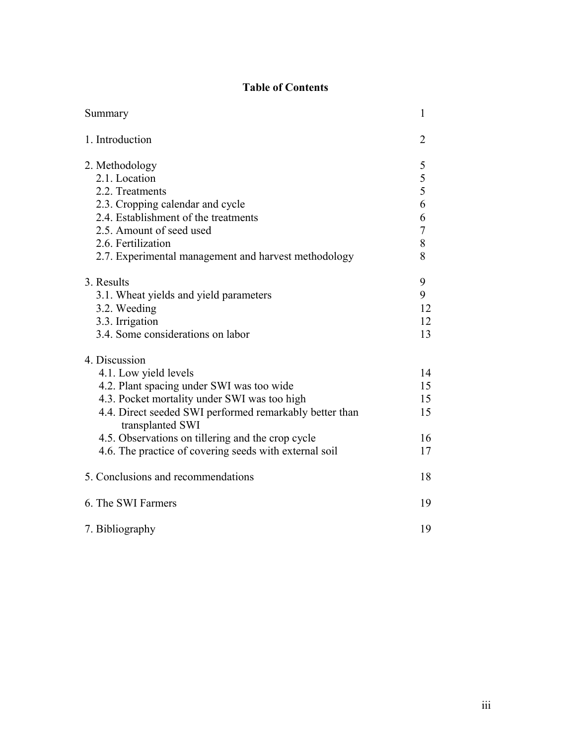# Table of Contents

| | |
|---|---|
| Summary | 1 |
| 1. Introduction | 2 |
| 2. Methodology | 5 |
| 2.1. Location | 5 |
| 2.2. Treatments | 5 |
| 2.3. Cropping calendar and cycle | 6 |
| 2.4. Establishment of the treatments | 6 |
| 2.5. Amount of seed used | 7 |
| 2.6. Fertilization | 8 |
| 2.7. Experimental management and harvest methodology | 8 |
| 3. Results | 9 |
| 3.1. Wheat yields and yield parameters | 9 |
| 3.2. Weeding | 12 |
| 3.3. Irrigation | 12 |
| 3.4. Some considerations on labor | 13 |
| 4. Discussion | |
| 4.1. Low yield levels | 14 |
| 4.2. Plant spacing under SWI was too wide | 15 |
| 4.3. Pocket mortality under SWI was too high | 15 |
| 4.4. Direct seeded SWI performed remarkably better than transplanted SWI | 15 |
| 4.5. Observations on tillering and the crop cycle | 16 |
| 4.6. The practice of covering seeds with external soil | 17 |
| 5. Conclusions and recommendations | 18 |
| 6. The SWI Farmers | 19 |
| 7. Bibliography | 19 |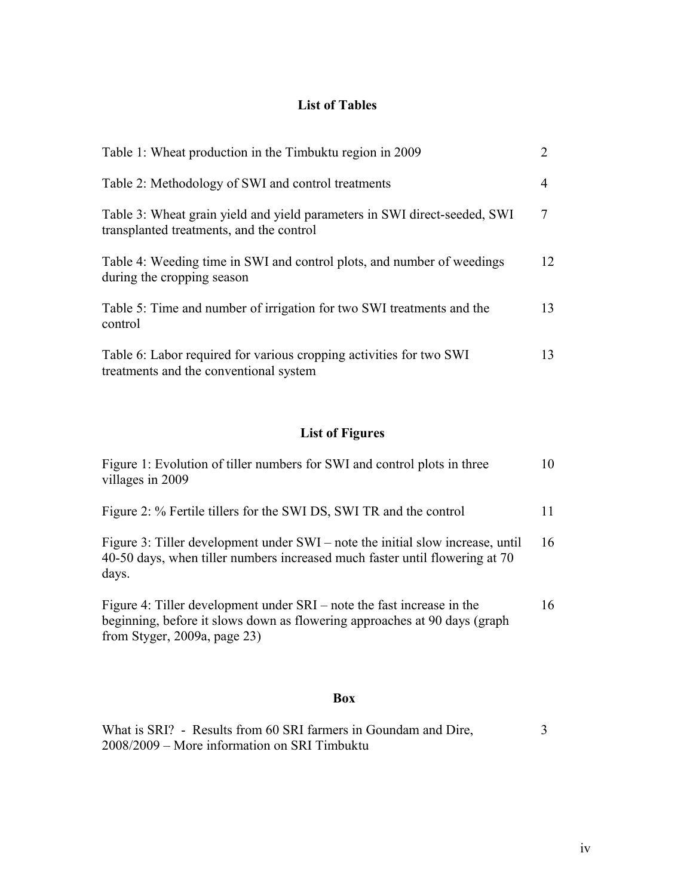## List of Tables

| | |
|---|---|
| Table 1: Wheat production in the Timbuktu region in 2009 | 2 |
| Table 2: Methodology of SWI and control treatments | 4 |
| Table 3: Wheat grain yield and yield parameters in SWI direct-seeded, SWI transplanted treatments, and the control | 7 |
| Table 4: Weeding time in SWI and control plots, and number of weedings during the cropping season | 12 |
| Table 5: Time and number of irrigation for two SWI treatments and the control | 13 |
| Table 6: Labor required for various cropping activities for two SWI treatments and the conventional system | 13 |

## List of Figures

| | |
|---|---|
| Figure 1: Evolution of tiller numbers for SWI and control plots in three villages in 2009 | 10 |
| Figure 2: % Fertile tillers for the SWI DS, SWI TR and the control | 11 |
| Figure 3: Tiller development under SWI – note the initial slow increase, until 40-50 days, when tiller numbers increased much faster until flowering at 70 days. | 16 |
| Figure 4: Tiller development under SRI – note the fast increase in the beginning, before it slows down as flowering approaches at 90 days (graph from Styger, 2009a, page 23) | 16 |

## Box

| | |
|---|---|
| What is SRI? - Results from 60 SRI farmers in Goundam and Dire, 2008/2009 – More information on SRI Timbuktu | 3 |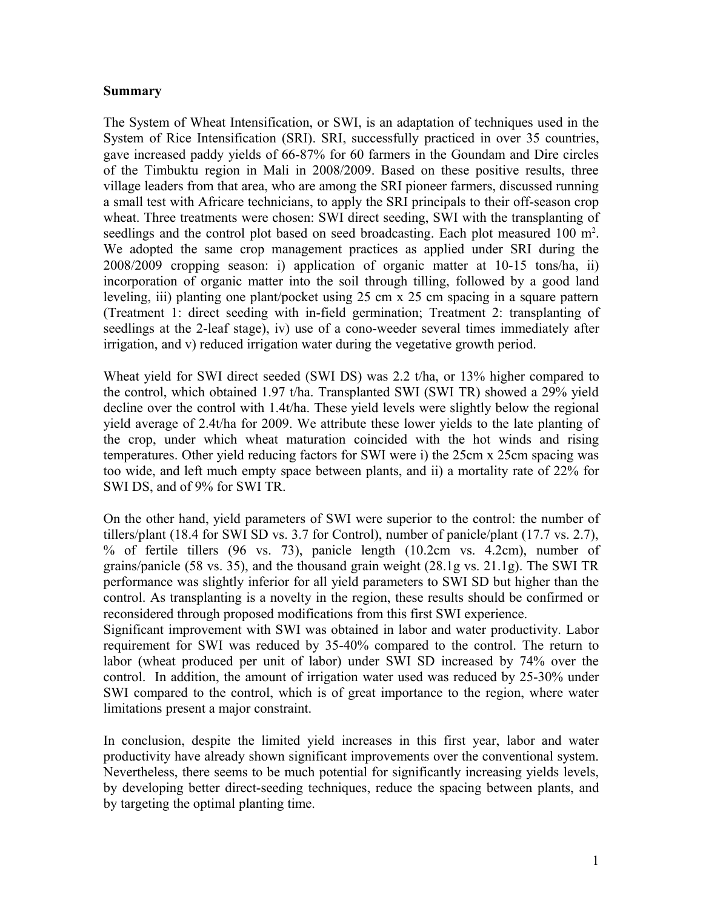**Summary**

The System of Wheat Intensification, or SWI, is an adaptation of techniques used in the System of Rice Intensification (SRI). SRI, successfully practiced in over 35 countries, gave increased paddy yields of 66-87% for 60 farmers in the Goundam and Dire circles of the Timbuktu region in Mali in 2008/2009. Based on these positive results, three village leaders from that area, who are among the SRI pioneer farmers, discussed running a small test with Africare technicians, to apply the SRI principals to their off-season crop wheat. Three treatments were chosen: SWI direct seeding, SWI with the transplanting of seedlings and the control plot based on seed broadcasting. Each plot measured 100 m$^2$. We adopted the same crop management practices as applied under SRI during the 2008/2009 cropping season: i) application of organic matter at 10-15 tons/ha, ii) incorporation of organic matter into the soil through tilling, followed by a good land leveling, iii) planting one plant/pocket using 25 cm x 25 cm spacing in a square pattern (Treatment 1: direct seeding with in-field germination; Treatment 2: transplanting of seedlings at the 2-leaf stage), iv) use of a cono-weeder several times immediately after irrigation, and v) reduced irrigation water during the vegetative growth period.

Wheat yield for SWI direct seeded (SWI DS) was 2.2 t/ha, or 13% higher compared to the control, which obtained 1.97 t/ha. Transplanted SWI (SWI TR) showed a 29% yield decline over the control with 1.4t/ha. These yield levels were slightly below the regional yield average of 2.4t/ha for 2009. We attribute these lower yields to the late planting of the crop, under which wheat maturation coincided with the hot winds and rising temperatures. Other yield reducing factors for SWI were i) the 25cm x 25cm spacing was too wide, and left much empty space between plants, and ii) a mortality rate of 22% for SWI DS, and of 9% for SWI TR.

On the other hand, yield parameters of SWI were superior to the control: the number of tillers/plant (18.4 for SWI SD vs. 3.7 for Control), number of panicle/plant (17.7 vs. 2.7), % of fertile tillers (96 vs. 73), panicle length (10.2cm vs. 4.2cm), number of grains/panicle (58 vs. 35), and the thousand grain weight (28.1g vs. 21.1g). The SWI TR performance was slightly inferior for all yield parameters to SWI SD but higher than the control. As transplanting is a novelty in the region, these results should be confirmed or reconsidered through proposed modifications from this first SWI experience.

Significant improvement with SWI was obtained in labor and water productivity. Labor requirement for SWI was reduced by 35-40% compared to the control. The return to labor (wheat produced per unit of labor) under SWI SD increased by 74% over the control. In addition, the amount of irrigation water used was reduced by 25-30% under SWI compared to the control, which is of great importance to the region, where water limitations present a major constraint.

In conclusion, despite the limited yield increases in this first year, labor and water productivity have already shown significant improvements over the conventional system. Nevertheless, there seems to be much potential for significantly increasing yields levels, by developing better direct-seeding techniques, reduce the spacing between plants, and by targeting the optimal planting time.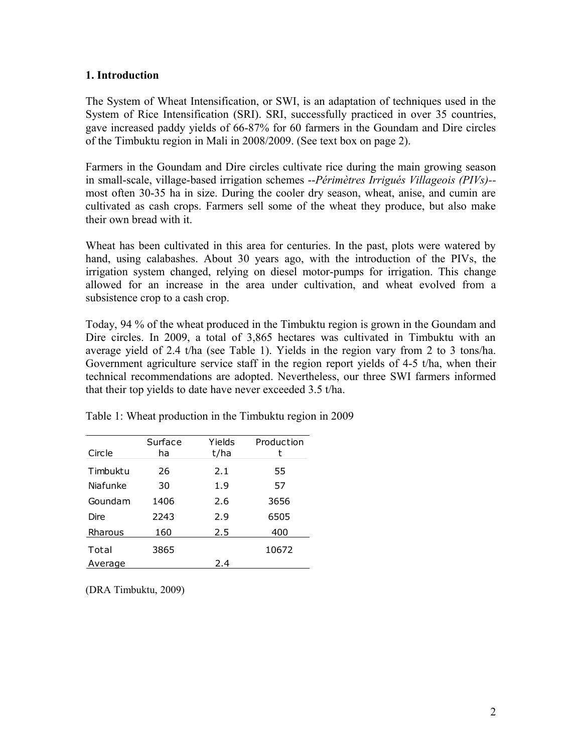## 1. Introduction

The System of Wheat Intensification, or SWI, is an adaptation of techniques used in the System of Rice Intensification (SRI). SRI, successfully practiced in over 35 countries, gave increased paddy yields of 66-87% for 60 farmers in the Goundam and Dire circles of the Timbuktu region in Mali in 2008/2009. (See text box on page 2).

Farmers in the Goundam and Dire circles cultivate rice during the main growing season in small-scale, village-based irrigation schemes --*Périmètres Irrigués Villageois (PIVs)*-- most often 30-35 ha in size. During the cooler dry season, wheat, anise, and cumin are cultivated as cash crops. Farmers sell some of the wheat they produce, but also make their own bread with it.

Wheat has been cultivated in this area for centuries. In the past, plots were watered by hand, using calabashes. About 30 years ago, with the introduction of the PIVs, the irrigation system changed, relying on diesel motor-pumps for irrigation. This change allowed for an increase in the area under cultivation, and wheat evolved from a subsistence crop to a cash crop.

Today, 94 % of the wheat produced in the Timbuktu region is grown in the Goundam and Dire circles. In 2009, a total of 3,865 hectares was cultivated in Timbuktu with an average yield of 2.4 t/ha (see Table 1). Yields in the region vary from 2 to 3 tons/ha. Government agriculture service staff in the region report yields of 4-5 t/ha, when their technical recommendations are adopted. Nevertheless, our three SWI farmers informed that their top yields to date have never exceeded 3.5 t/ha.

Table 1: Wheat production in the Timbuktu region in 2009

| Circle | Surface ha | Yields t/ha | Production t |
|---|---|---|---|
| Timbuktu | 26 | 2.1 | 55 |
| Niafunke | 30 | 1.9 | 57 |
| Goundam | 1406 | 2.6 | 3656 |
| Dire | 2243 | 2.9 | 6505 |
| Rharous | 160 | 2.5 | 400 |
| Total | 3865 | | 10672 |
| Average | | 2.4 | |

(DRA Timbuktu, 2009)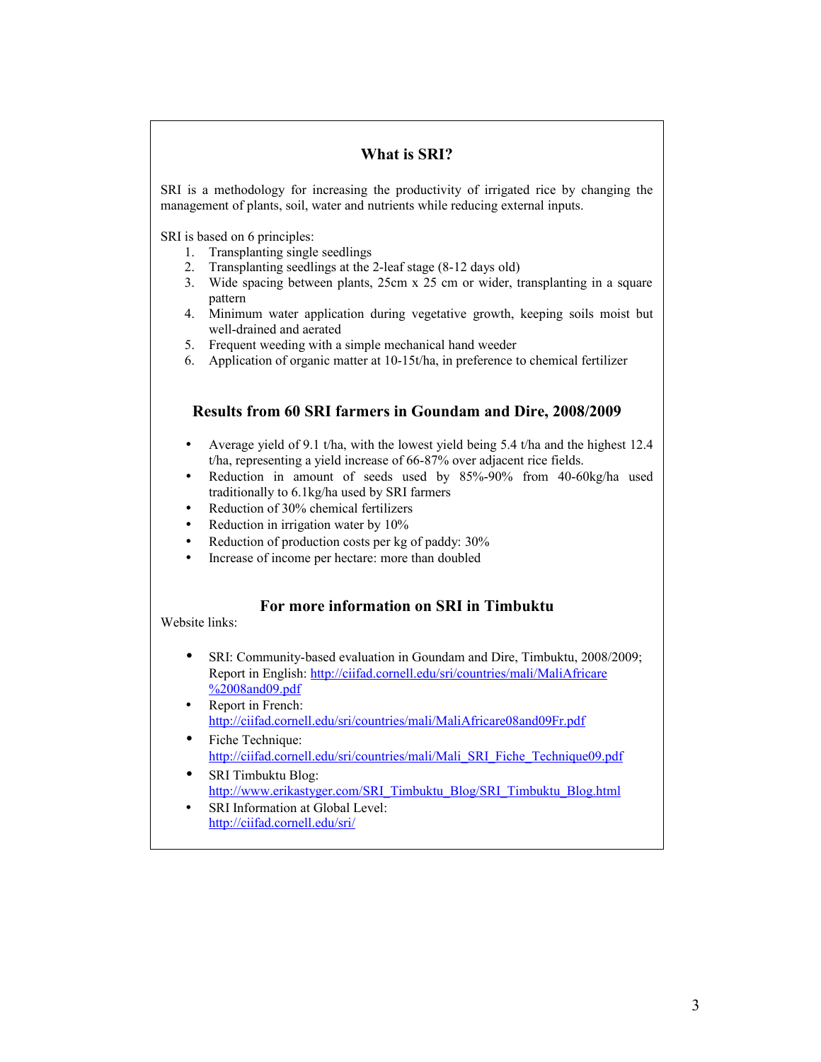## What is SRI?

SRI is a methodology for increasing the productivity of irrigated rice by changing the management of plants, soil, water and nutrients while reducing external inputs.

SRI is based on 6 principles:

1. Transplanting single seedlings
2. Transplanting seedlings at the 2-leaf stage (8-12 days old)
3. Wide spacing between plants, 25cm x 25 cm or wider, transplanting in a square pattern
4. Minimum water application during vegetative growth, keeping soils moist but well-drained and aerated
5. Frequent weeding with a simple mechanical hand weeder
6. Application of organic matter at 10-15t/ha, in preference to chemical fertilizer

## Results from 60 SRI farmers in Goundam and Dire, 2008/2009

- Average yield of 9.1 t/ha, with the lowest yield being 5.4 t/ha and the highest 12.4 t/ha, representing a yield increase of 66-87% over adjacent rice fields.
- Reduction in amount of seeds used by 85%-90% from 40-60kg/ha used traditionally to 6.1kg/ha used by SRI farmers
- Reduction of 30% chemical fertilizers
- Reduction in irrigation water by 10%
- Reduction of production costs per kg of paddy: 30%
- Increase of income per hectare: more than doubled

## For more information on SRI in Timbuktu

Website links:

- SRI: Community-based evaluation in Goundam and Dire, Timbuktu, 2008/2009; Report in English: http://ciifad.cornell.edu/sri/countries/mali/MaliAfricare%2008and09.pdf
- Report in French: http://ciifad.cornell.edu/sri/countries/mali/MaliAfricare08and09Fr.pdf
- Fiche Technique: http://ciifad.cornell.edu/sri/countries/mali/Mali_SRI_Fiche_Technique09.pdf
- SRI Timbuktu Blog: http://www.erikastyger.com/SRI_Timbuktu_Blog/SRI_Timbuktu_Blog.html
- SRI Information at Global Level: http://ciifad.cornell.edu/sri/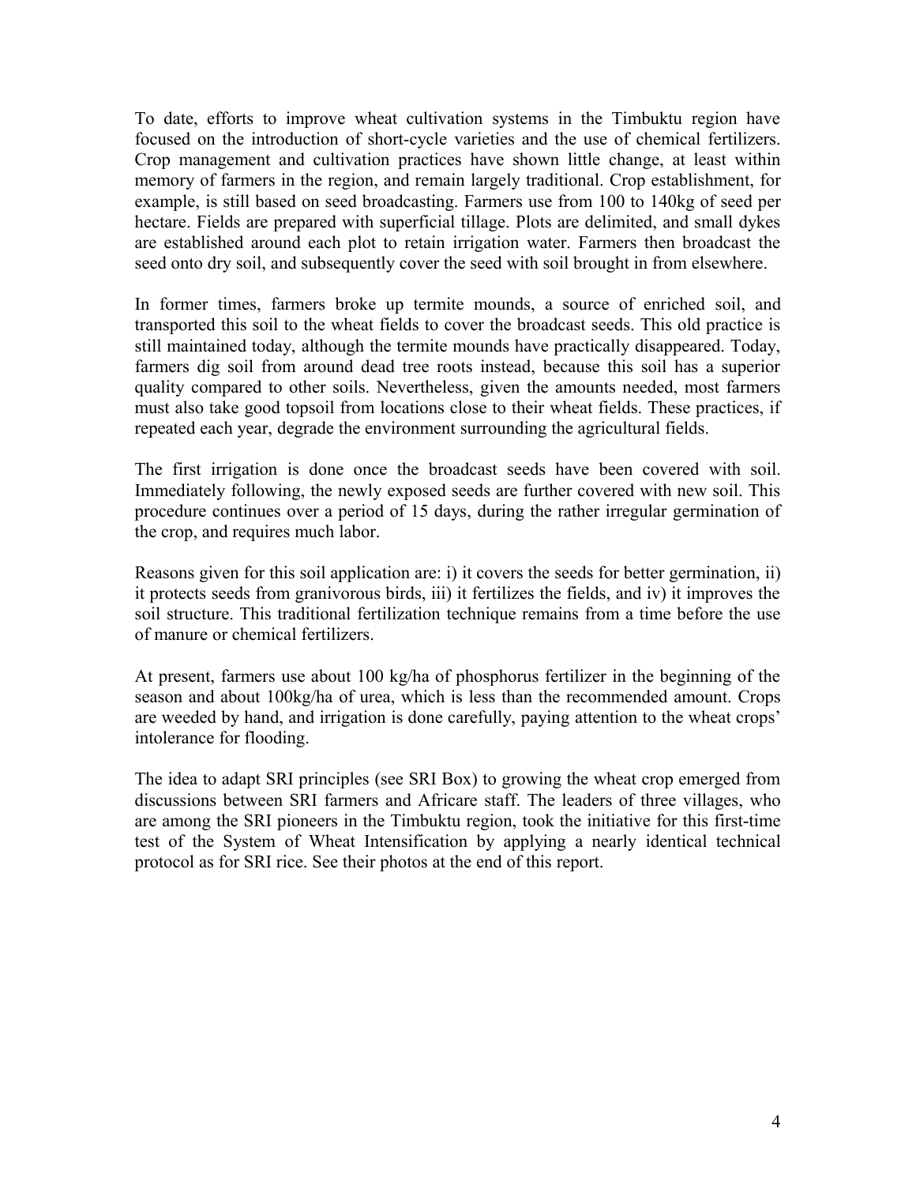To date, efforts to improve wheat cultivation systems in the Timbuktu region have focused on the introduction of short-cycle varieties and the use of chemical fertilizers. Crop management and cultivation practices have shown little change, at least within memory of farmers in the region, and remain largely traditional. Crop establishment, for example, is still based on seed broadcasting. Farmers use from 100 to 140kg of seed per hectare. Fields are prepared with superficial tillage. Plots are delimited, and small dykes are established around each plot to retain irrigation water. Farmers then broadcast the seed onto dry soil, and subsequently cover the seed with soil brought in from elsewhere.

In former times, farmers broke up termite mounds, a source of enriched soil, and transported this soil to the wheat fields to cover the broadcast seeds. This old practice is still maintained today, although the termite mounds have practically disappeared. Today, farmers dig soil from around dead tree roots instead, because this soil has a superior quality compared to other soils. Nevertheless, given the amounts needed, most farmers must also take good topsoil from locations close to their wheat fields. These practices, if repeated each year, degrade the environment surrounding the agricultural fields.

The first irrigation is done once the broadcast seeds have been covered with soil. Immediately following, the newly exposed seeds are further covered with new soil. This procedure continues over a period of 15 days, during the rather irregular germination of the crop, and requires much labor.

Reasons given for this soil application are: i) it covers the seeds for better germination, ii) it protects seeds from granivorous birds, iii) it fertilizes the fields, and iv) it improves the soil structure. This traditional fertilization technique remains from a time before the use of manure or chemical fertilizers.

At present, farmers use about 100 kg/ha of phosphorus fertilizer in the beginning of the season and about 100kg/ha of urea, which is less than the recommended amount. Crops are weeded by hand, and irrigation is done carefully, paying attention to the wheat crops' intolerance for flooding.

The idea to adapt SRI principles (see SRI Box) to growing the wheat crop emerged from discussions between SRI farmers and Africare staff. The leaders of three villages, who are among the SRI pioneers in the Timbuktu region, took the initiative for this first-time test of the System of Wheat Intensification by applying a nearly identical technical protocol as for SRI rice. See their photos at the end of this report.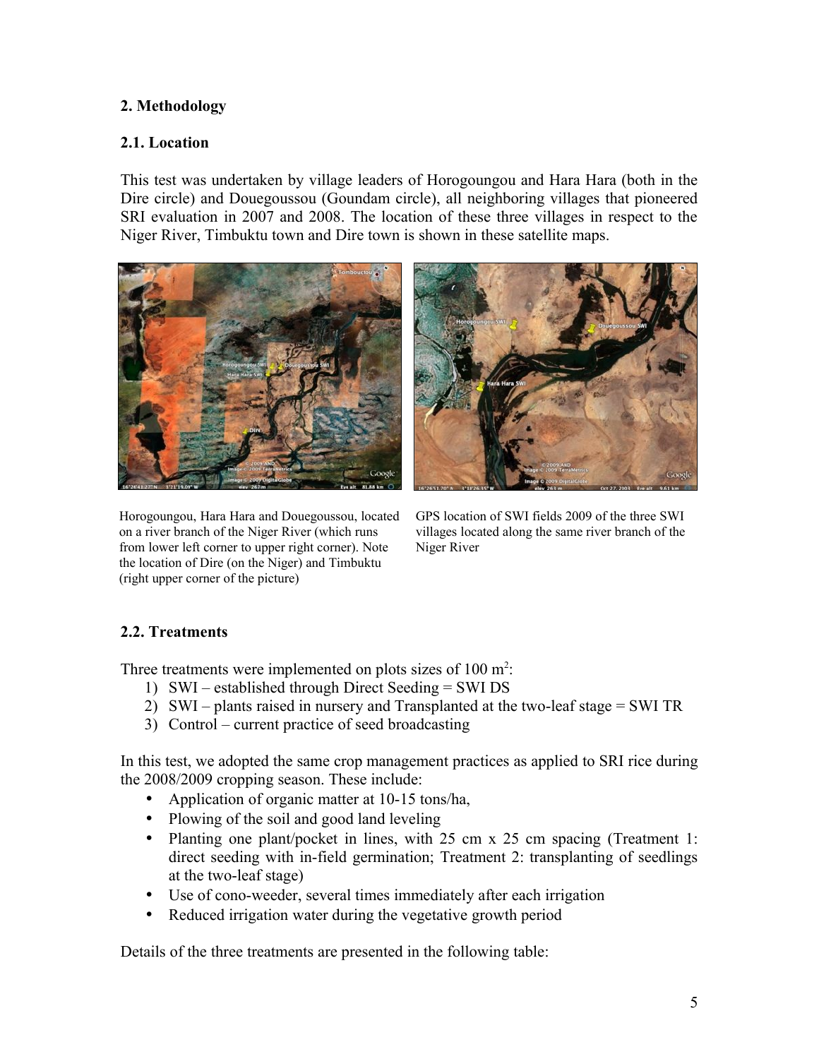## 2. Methodology

### 2.1. Location

This test was undertaken by village leaders of Horogoungou and Hara Hara (both in the Dire circle) and Douegoussou (Goundam circle), all neighboring villages that pioneered SRI evaluation in 2007 and 2008. The location of these three villages in respect to the Niger River, Timbuktu town and Dire town is shown in these satellite maps.

Horogoungou, Hara Hara and Douegoussou, located on a river branch of the Niger River (which runs from lower left corner to upper right corner). Note the location of Dire (on the Niger) and Timbuktu (right upper corner of the picture)

GPS location of SWI fields 2009 of the three SWI villages located along the same river branch of the Niger River

### 2.2. Treatments

Three treatments were implemented on plots sizes of 100 $m^2$:

1) SWI – established through Direct Seeding = SWI DS
2) SWI – plants raised in nursery and Transplanted at the two-leaf stage = SWI TR
3) Control – current practice of seed broadcasting

In this test, we adopted the same crop management practices as applied to SRI rice during the 2008/2009 cropping season. These include:

- Application of organic matter at 10-15 tons/ha,
- Plowing of the soil and good land leveling
- Planting one plant/pocket in lines, with 25 cm x 25 cm spacing (Treatment 1: direct seeding with in-field germination; Treatment 2: transplanting of seedlings at the two-leaf stage)
- Use of cono-weeder, several times immediately after each irrigation
- Reduced irrigation water during the vegetative growth period

Details of the three treatments are presented in the following table: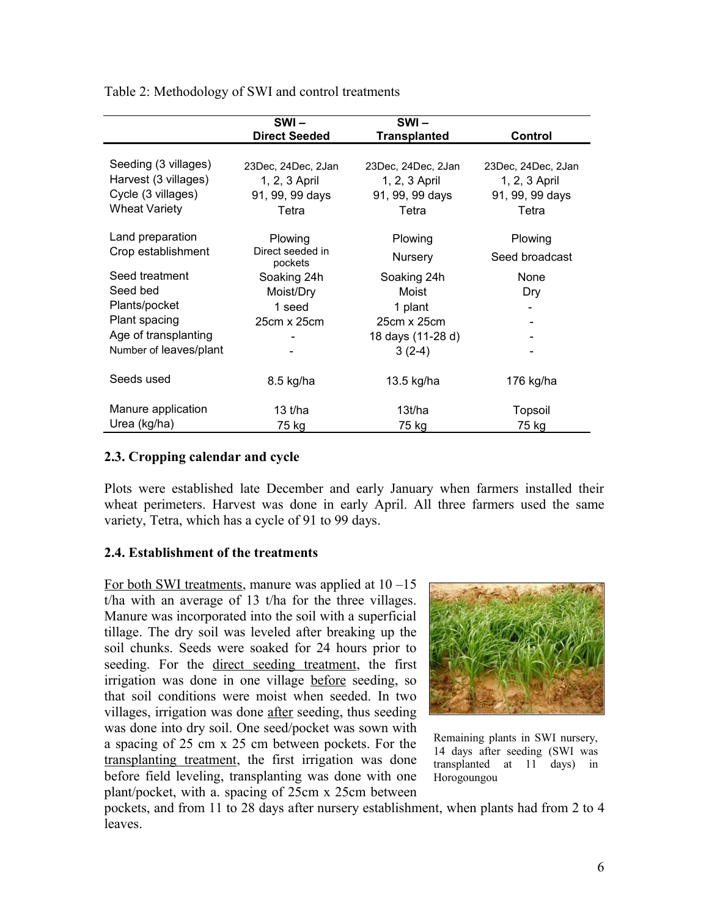Table 2: Methodology of SWI and control treatments

| | SWI – Direct Seeded | SWI – Transplanted | Control |
|---|---|---|---|
| Seeding (3 villages) | 23Dec, 24Dec, 2Jan | 23Dec, 24Dec, 2Jan | 23Dec, 24Dec, 2Jan |
| Harvest (3 villages) | 1, 2, 3 April | 1, 2, 3 April | 1, 2, 3 April |
| Cycle (3 villages) | 91, 99, 99 days | 91, 99, 99 days | 91, 99, 99 days |
| Wheat Variety | Tetra | Tetra | Tetra |
| Land preparation | Plowing | Plowing | Plowing |
| Crop establishment | Direct seeded in pockets | Nursery | Seed broadcast |
| Seed treatment | Soaking 24h | Soaking 24h | None |
| Seed bed | Moist/Dry | Moist | Dry |
| Plants/pocket | 1 seed | 1 plant | - |
| Plant spacing | 25cm x 25cm | 25cm x 25cm | - |
| Age of transplanting | - | 18 days (11-28 d) | - |
| Number of leaves/plant | - | 3 (2-4) | - |
| Seeds used | 8.5 kg/ha | 13.5 kg/ha | 176 kg/ha |
| Manure application | 13 t/ha | 13t/ha | Topsoil |
| Urea (kg/ha) | 75 kg | 75 kg | 75 kg |

### 2.3. Cropping calendar and cycle

Plots were established late December and early January when farmers installed their wheat perimeters. Harvest was done in early April. All three farmers used the same variety, Tetra, which has a cycle of 91 to 99 days.

### 2.4. Establishment of the treatments

For both SWI treatments, manure was applied at 10 –15 t/ha with an average of 13 t/ha for the three villages. Manure was incorporated into the soil with a superficial tillage. The dry soil was leveled after breaking up the soil chunks. Seeds were soaked for 24 hours prior to seeding. For the direct seeding treatment, the first irrigation was done in one village before seeding, so that soil conditions were moist when seeded. In two villages, irrigation was done after seeding, thus seeding was done into dry soil. One seed/pocket was sown with a spacing of 25 cm x 25 cm between pockets. For the transplanting treatment, the first irrigation was done before field leveling, transplanting was done with one plant/pocket, with a. spacing of 25cm x 25cm between pockets, and from 11 to 28 days after nursery establishment, when plants had from 2 to 4 leaves.

Remaining plants in SWI nursery, 14 days after seeding (SWI was transplanted at 11 days) in Horogoungou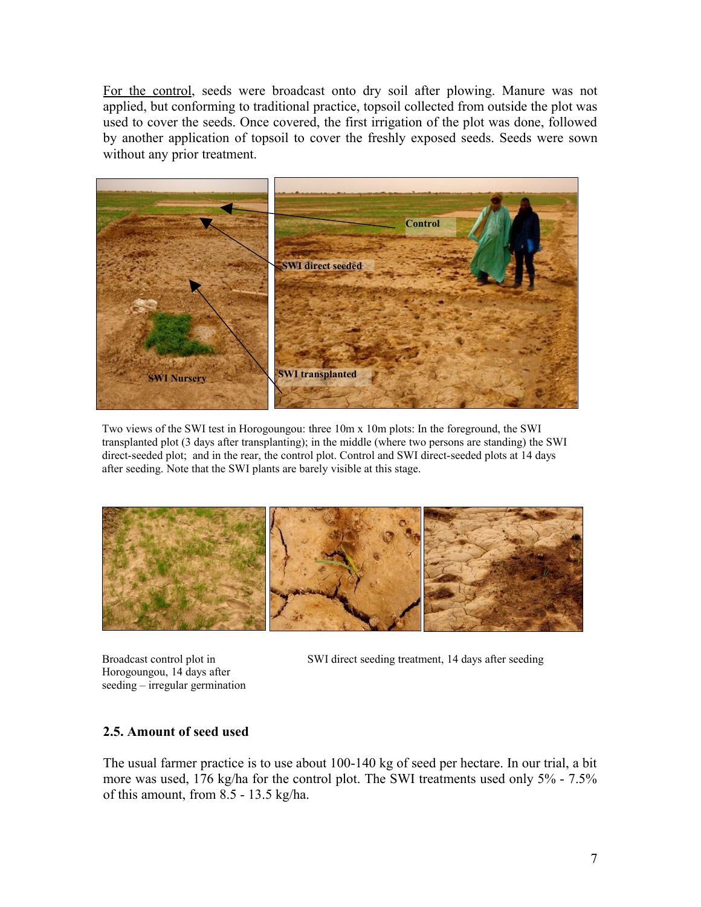<u>For the control</u>, seeds were broadcast onto dry soil after plowing. Manure was not applied, but conforming to traditional practice, topsoil collected from outside the plot was used to cover the seeds. Once covered, the first irrigation of the plot was done, followed by another application of topsoil to cover the freshly exposed seeds. Seeds were sown without any prior treatment.

Two views of the SWI test in Horogoungou: three 10m x 10m plots: In the foreground, the SWI transplanted plot (3 days after transplanting); in the middle (where two persons are standing) the SWI direct-seeded plot; and in the rear, the control plot. Control and SWI direct-seeded plots at 14 days after seeding. Note that the SWI plants are barely visible at this stage.

Broadcast control plot in Horogoungou, 14 days after seeding – irregular germination

SWI direct seeding treatment, 14 days after seeding

### 2.5. Amount of seed used

The usual farmer practice is to use about 100-140 kg of seed per hectare. In our trial, a bit more was used, 176 kg/ha for the control plot. The SWI treatments used only 5% - 7.5% of this amount, from 8.5 - 13.5 kg/ha.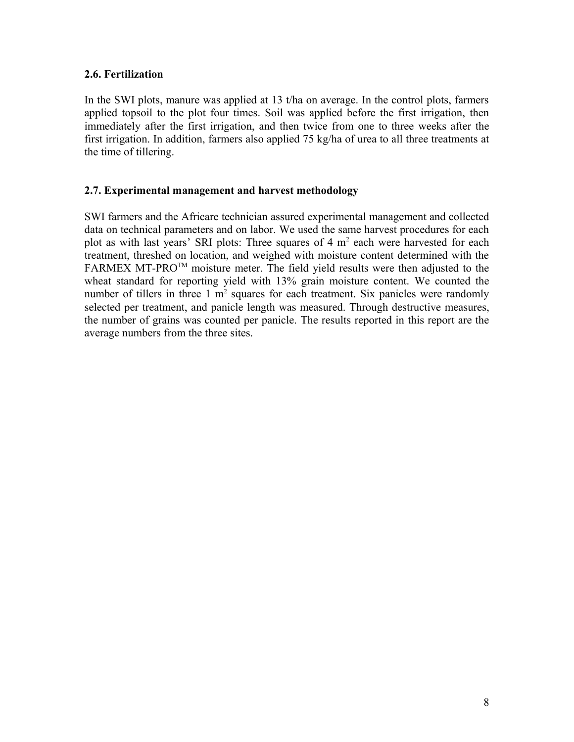### 2.6. Fertilization

In the SWI plots, manure was applied at 13 t/ha on average. In the control plots, farmers applied topsoil to the plot four times. Soil was applied before the first irrigation, then immediately after the first irrigation, and then twice from one to three weeks after the first irrigation. In addition, farmers also applied 75 kg/ha of urea to all three treatments at the time of tillering.

### 2.7. Experimental management and harvest methodology

SWI farmers and the Africare technician assured experimental management and collected data on technical parameters and on labor. We used the same harvest procedures for each plot as with last years' SRI plots: Three squares of 4 $m^2$ each were harvested for each treatment, threshed on location, and weighed with moisture content determined with the FARMEX MT-PRO™ moisture meter. The field yield results were then adjusted to the wheat standard for reporting yield with 13% grain moisture content. We counted the number of tillers in three 1 $m^2$ squares for each treatment. Six panicles were randomly selected per treatment, and panicle length was measured. Through destructive measures, the number of grains was counted per panicle. The results reported in this report are the average numbers from the three sites.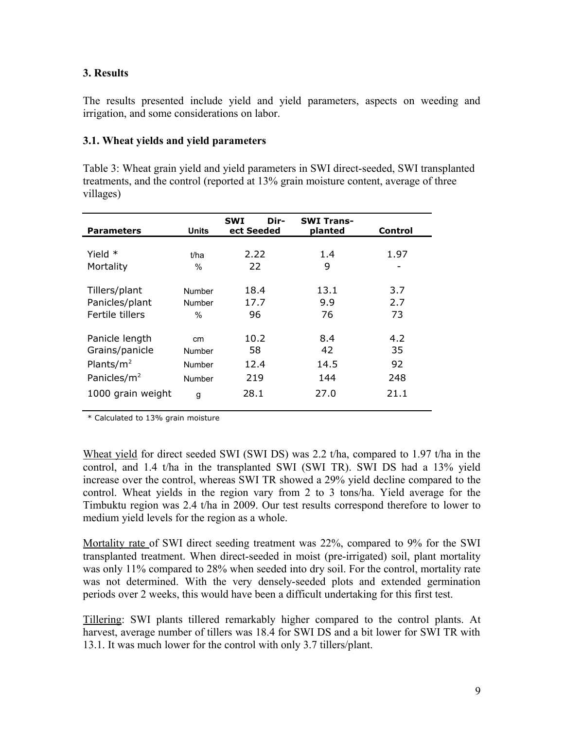## 3. Results

The results presented include yield and yield parameters, aspects on weeding and irrigation, and some considerations on labor.

### 3.1. Wheat yields and yield parameters

Table 3: Wheat grain yield and yield parameters in SWI direct-seeded, SWI transplanted treatments, and the control (reported at 13% grain moisture content, average of three villages)

| Parameters | Units | SWI Direct Seeded | SWI Transplanted | Control |
|---|---|---|---|---|
| Yield * | t/ha | 2.22 | 1.4 | 1.97 |
| Mortality | % | 22 | 9 | - |
| Tillers/plant | Number | 18.4 | 13.1 | 3.7 |
| Panicles/plant | Number | 17.7 | 9.9 | 2.7 |
| Fertile tillers | % | 96 | 76 | 73 |
| Panicle length | cm | 10.2 | 8.4 | 4.2 |
| Grains/panicle | Number | 58 | 42 | 35 |
| Plants/m$^2$ | Number | 12.4 | 14.5 | 92 |
| Panicles/m$^2$ | Number | 219 | 144 | 248 |
| 1000 grain weight | g | 28.1 | 27.0 | 21.1 |

* Calculated to 13% grain moisture

Wheat yield for direct seeded SWI (SWI DS) was 2.2 t/ha, compared to 1.97 t/ha in the control, and 1.4 t/ha in the transplanted SWI (SWI TR). SWI DS had a 13% yield increase over the control, whereas SWI TR showed a 29% yield decline compared to the control. Wheat yields in the region vary from 2 to 3 tons/ha. Yield average for the Timbuktu region was 2.4 t/ha in 2009. Our test results correspond therefore to lower to medium yield levels for the region as a whole.

Mortality rate of SWI direct seeding treatment was 22%, compared to 9% for the SWI transplanted treatment. When direct-seeded in moist (pre-irrigated) soil, plant mortality was only 11% compared to 28% when seeded into dry soil. For the control, mortality rate was not determined. With the very densely-seeded plots and extended germination periods over 2 weeks, this would have been a difficult undertaking for this first test.

Tillering: SWI plants tillered remarkably higher compared to the control plants. At harvest, average number of tillers was 18.4 for SWI DS and a bit lower for SWI TR with 13.1. It was much lower for the control with only 3.7 tillers/plant.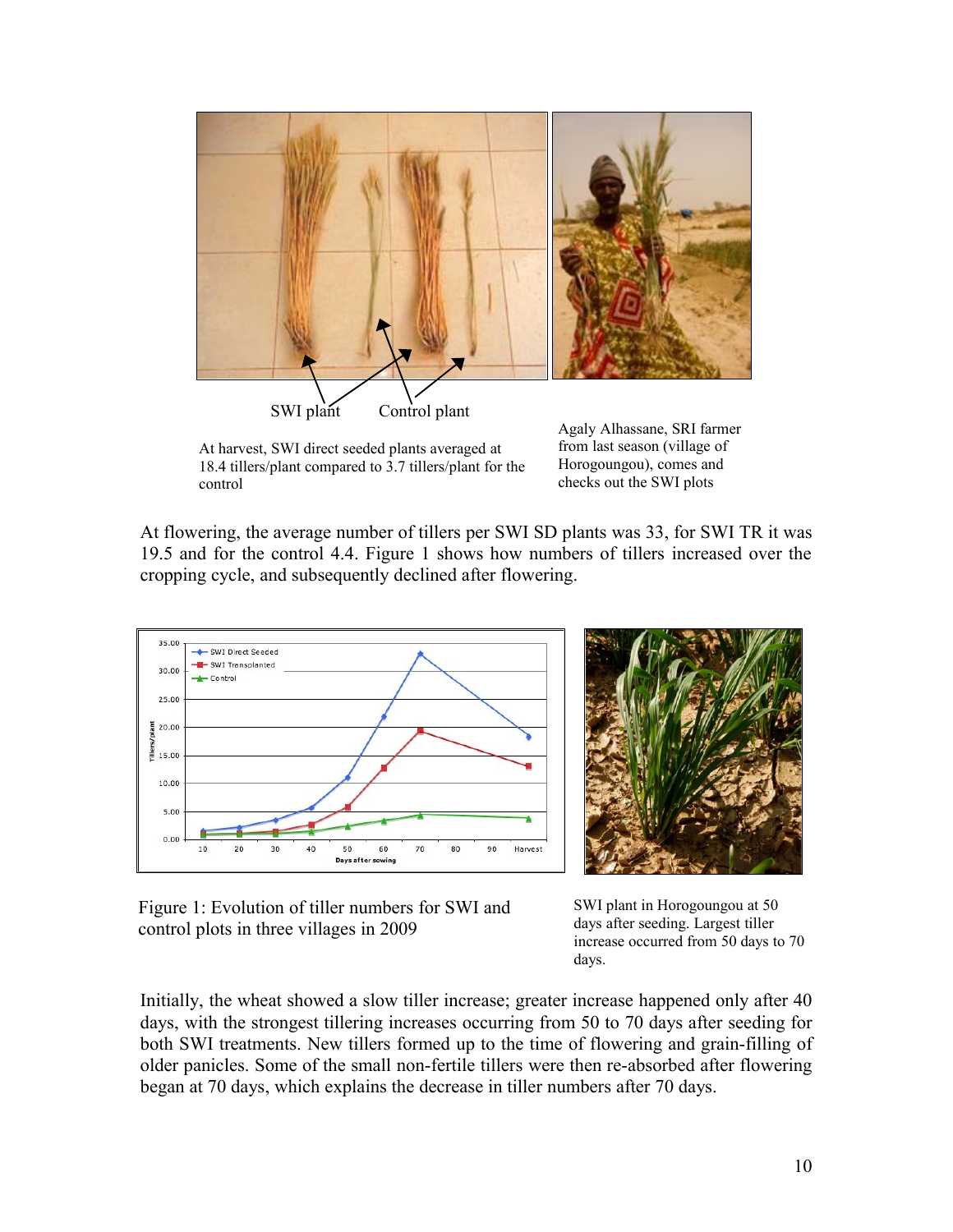SWI plant Control plant

At harvest, SWI direct seeded plants averaged at 18.4 tillers/plant compared to 3.7 tillers/plant for the control

Agaly Alhassane, SRI farmer from last season (village of Horogoungou), comes and checks out the SWI plots

At flowering, the average number of tillers per SWI SD plants was 33, for SWI TR it was 19.5 and for the control 4.4. Figure 1 shows how numbers of tillers increased over the cropping cycle, and subsequently declined after flowering.

Figure 1: Evolution of tiller numbers for SWI and control plots in three villages in 2009

SWI plant in Horogoungou at 50 days after seeding. Largest tiller increase occurred from 50 days to 70 days.

Initially, the wheat showed a slow tiller increase; greater increase happened only after 40 days, with the strongest tillering increases occurring from 50 to 70 days after seeding for both SWI treatments. New tillers formed up to the time of flowering and grain-filling of older panicles. Some of the small non-fertile tillers were then re-absorbed after flowering began at 70 days, which explains the decrease in tiller numbers after 70 days.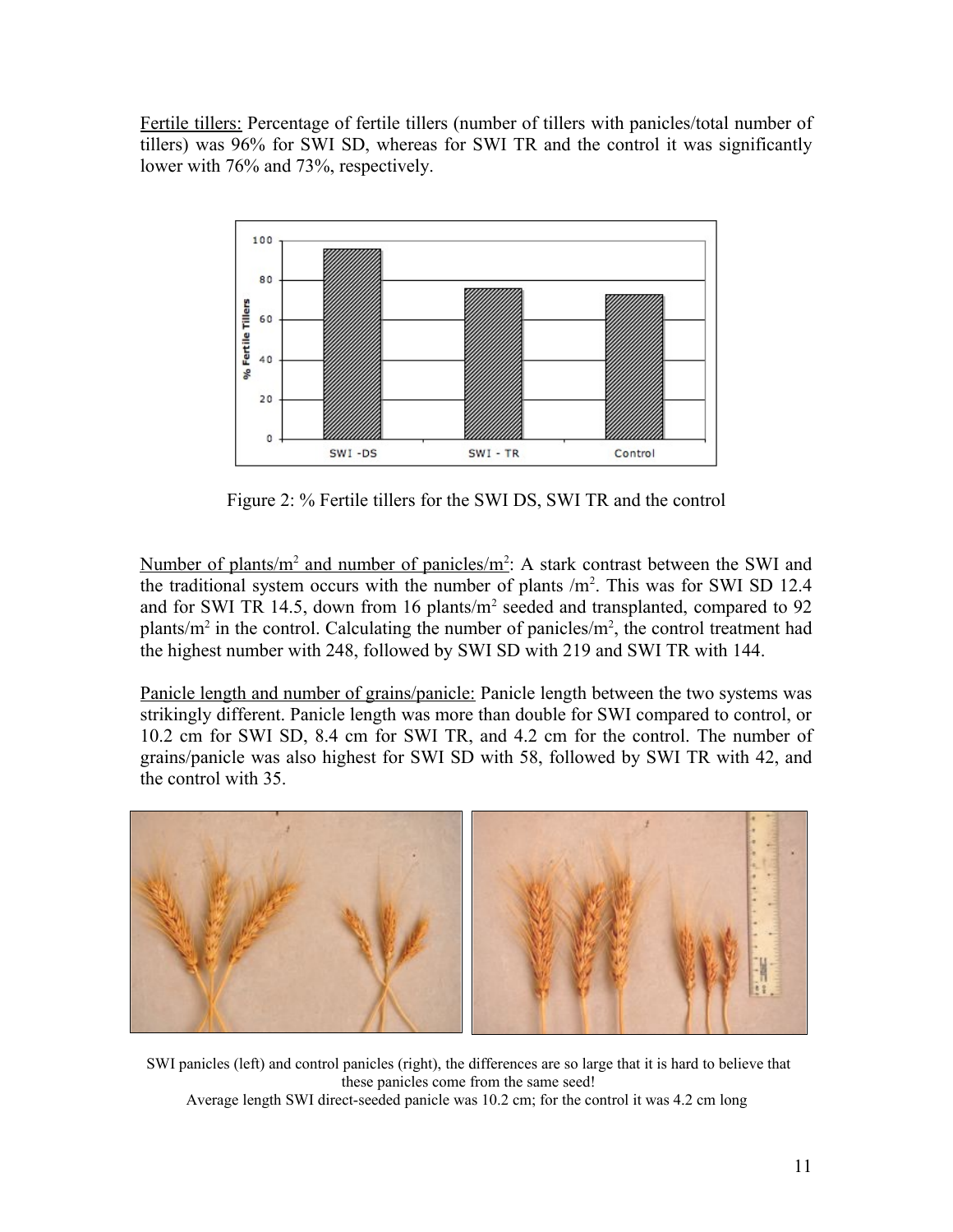Fertile tillers: Percentage of fertile tillers (number of tillers with panicles/total number of tillers) was 96% for SWI SD, whereas for SWI TR and the control it was significantly lower with 76% and 73%, respectively.

Figure 2: % Fertile tillers for the SWI DS, SWI TR and the control

Number of plants/m$^2$ and number of panicles/m$^2$: A stark contrast between the SWI and the traditional system occurs with the number of plants /m$^2$. This was for SWI SD 12.4 and for SWI TR 14.5, down from 16 plants/m$^2$ seeded and transplanted, compared to 92 plants/m$^2$ in the control. Calculating the number of panicles/m$^2$, the control treatment had the highest number with 248, followed by SWI SD with 219 and SWI TR with 144.

Panicle length and number of grains/panicle: Panicle length between the two systems was strikingly different. Panicle length was more than double for SWI compared to control, or 10.2 cm for SWI SD, 8.4 cm for SWI TR, and 4.2 cm for the control. The number of grains/panicle was also highest for SWI SD with 58, followed by SWI TR with 42, and the control with 35.

SWI panicles (left) and control panicles (right), the differences are so large that it is hard to believe that these panicles come from the same seed!
Average length SWI direct-seeded panicle was 10.2 cm; for the control it was 4.2 cm long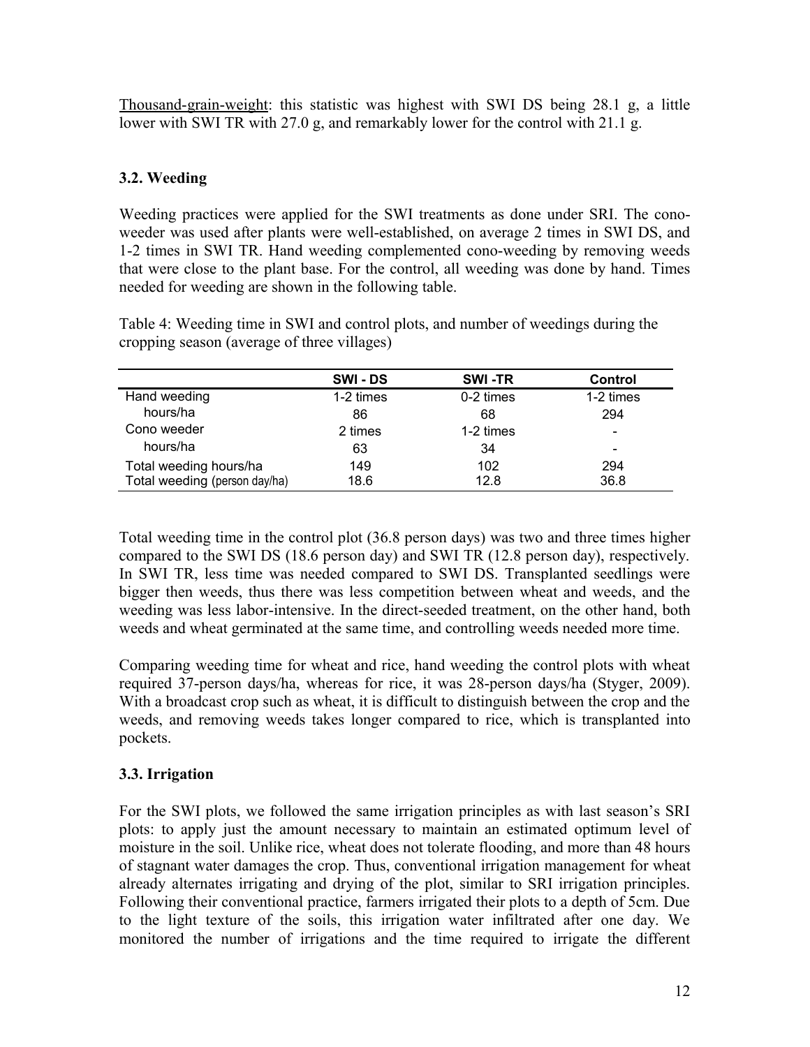<u>Thousand-grain-weight</u>: this statistic was highest with SWI DS being 28.1 g, a little lower with SWI TR with 27.0 g, and remarkably lower for the control with 21.1 g.

### 3.2. Weeding

Weeding practices were applied for the SWI treatments as done under SRI. The cono-weeder was used after plants were well-established, on average 2 times in SWI DS, and 1-2 times in SWI TR. Hand weeding complemented cono-weeding by removing weeds that were close to the plant base. For the control, all weeding was done by hand. Times needed for weeding are shown in the following table.

Table 4: Weeding time in SWI and control plots, and number of weedings during the cropping season (average of three villages)

| | SWI - DS | SWI -TR | Control |
|---|---|---|---|
| Hand weeding | 1-2 times | 0-2 times | 1-2 times |
| hours/ha | 86 | 68 | 294 |
| Cono weeder | 2 times | 1-2 times | - |
| hours/ha | 63 | 34 | - |
| Total weeding hours/ha | 149 | 102 | 294 |
| Total weeding (person day/ha) | 18.6 | 12.8 | 36.8 |

Total weeding time in the control plot (36.8 person days) was two and three times higher compared to the SWI DS (18.6 person day) and SWI TR (12.8 person day), respectively. In SWI TR, less time was needed compared to SWI DS. Transplanted seedlings were bigger then weeds, thus there was less competition between wheat and weeds, and the weeding was less labor-intensive. In the direct-seeded treatment, on the other hand, both weeds and wheat germinated at the same time, and controlling weeds needed more time.

Comparing weeding time for wheat and rice, hand weeding the control plots with wheat required 37-person days/ha, whereas for rice, it was 28-person days/ha (Styger, 2009). With a broadcast crop such as wheat, it is difficult to distinguish between the crop and the weeds, and removing weeds takes longer compared to rice, which is transplanted into pockets.

### 3.3. Irrigation

For the SWI plots, we followed the same irrigation principles as with last season's SRI plots: to apply just the amount necessary to maintain an estimated optimum level of moisture in the soil. Unlike rice, wheat does not tolerate flooding, and more than 48 hours of stagnant water damages the crop. Thus, conventional irrigation management for wheat already alternates irrigating and drying of the plot, similar to SRI irrigation principles. Following their conventional practice, farmers irrigated their plots to a depth of 5cm. Due to the light texture of the soils, this irrigation water infiltrated after one day. We monitored the number of irrigations and the time required to irrigate the different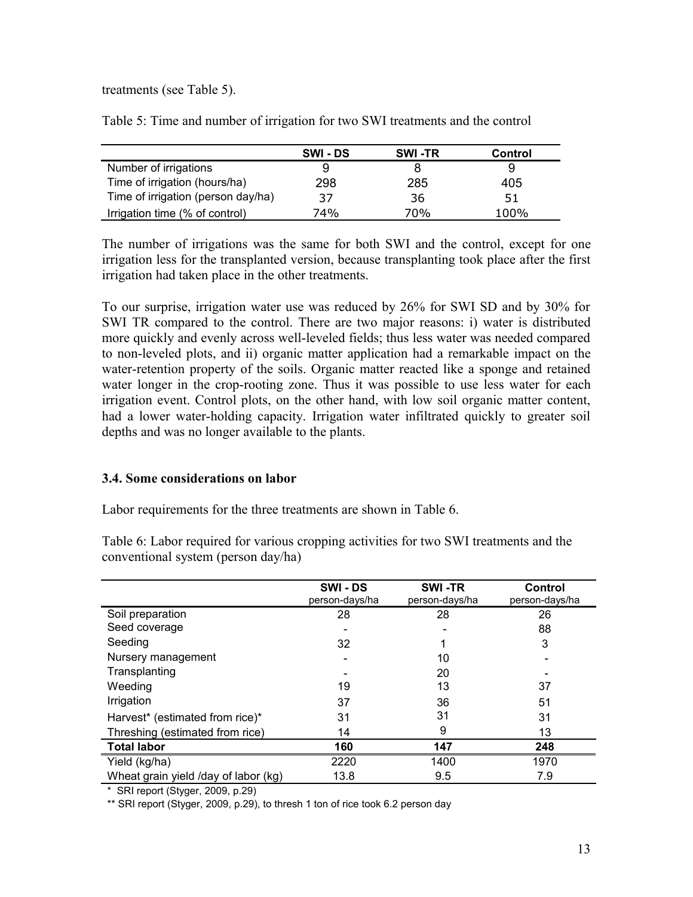treatments (see Table 5).

Table 5: Time and number of irrigation for two SWI treatments and the control

| | SWI - DS | SWI -TR | Control |
|---|---|---|---|
| Number of irrigations | 9 | 8 | 9 |
| Time of irrigation (hours/ha) | 298 | 285 | 405 |
| Time of irrigation (person day/ha) | 37 | 36 | 51 |
| Irrigation time (% of control) | 74% | 70% | 100% |

The number of irrigations was the same for both SWI and the control, except for one irrigation less for the transplanted version, because transplanting took place after the first irrigation had taken place in the other treatments.

To our surprise, irrigation water use was reduced by 26% for SWI SD and by 30% for SWI TR compared to the control. There are two major reasons: i) water is distributed more quickly and evenly across well-leveled fields; thus less water was needed compared to non-leveled plots, and ii) organic matter application had a remarkable impact on the water-retention property of the soils. Organic matter reacted like a sponge and retained water longer in the crop-rooting zone. Thus it was possible to use less water for each irrigation event. Control plots, on the other hand, with low soil organic matter content, had a lower water-holding capacity. Irrigation water infiltrated quickly to greater soil depths and was no longer available to the plants.

### 3.4. Some considerations on labor

Labor requirements for the three treatments are shown in Table 6.

Table 6: Labor required for various cropping activities for two SWI treatments and the conventional system (person day/ha)

| | SWI - DS person-days/ha | SWI -TR person-days/ha | Control person-days/ha |
|---|---|---|---|
| Soil preparation | 28 | 28 | 26 |
| Seed coverage | - | - | 88 |
| Seeding | 32 | 1 | 3 |
| Nursery management | - | 10 | - |
| Transplanting | - | 20 | - |
| Weeding | 19 | 13 | 37 |
| Irrigation | 37 | 36 | 51 |
| Harvest* (estimated from rice)* | 31 | 31 | 31 |
| Threshing (estimated from rice) | 14 | 9 | 13 |
| **Total labor** | **160** | **147** | **248** |
| Yield (kg/ha) | 2220 | 1400 | 1970 |
| Wheat grain yield /day of labor (kg) | 13.8 | 9.5 | 7.9 |

\* SRI report (Styger, 2009, p.29)

** SRI report (Styger, 2009, p.29), to thresh 1 ton of rice took 6.2 person day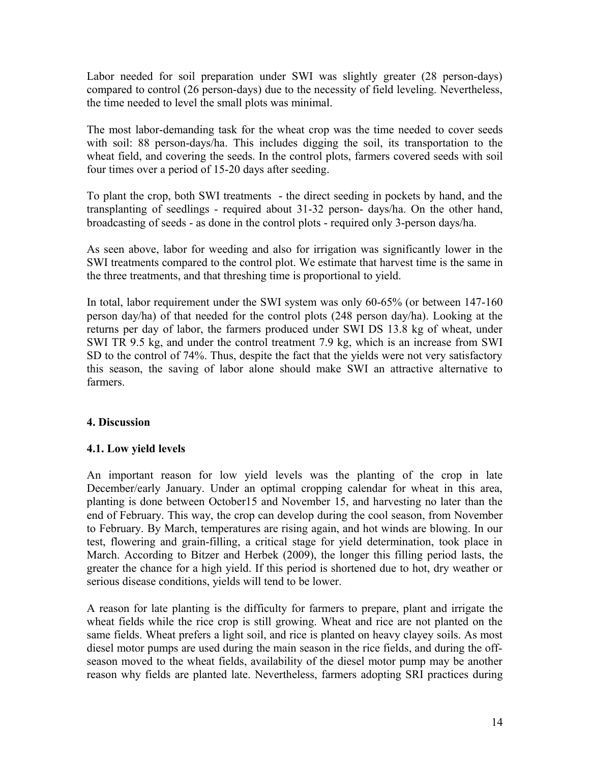Labor needed for soil preparation under SWI was slightly greater (28 person-days) compared to control (26 person-days) due to the necessity of field leveling. Nevertheless, the time needed to level the small plots was minimal.

The most labor-demanding task for the wheat crop was the time needed to cover seeds with soil: 88 person-days/ha. This includes digging the soil, its transportation to the wheat field, and covering the seeds. In the control plots, farmers covered seeds with soil four times over a period of 15-20 days after seeding.

To plant the crop, both SWI treatments - the direct seeding in pockets by hand, and the transplanting of seedlings - required about 31-32 person- days/ha. On the other hand, broadcasting of seeds - as done in the control plots - required only 3-person days/ha.

As seen above, labor for weeding and also for irrigation was significantly lower in the SWI treatments compared to the control plot. We estimate that harvest time is the same in the three treatments, and that threshing time is proportional to yield.

In total, labor requirement under the SWI system was only 60-65% (or between 147-160 person day/ha) of that needed for the control plots (248 person day/ha). Looking at the returns per day of labor, the farmers produced under SWI DS 13.8 kg of wheat, under SWI TR 9.5 kg, and under the control treatment 7.9 kg, which is an increase from SWI SD to the control of 74%. Thus, despite the fact that the yields were not very satisfactory this season, the saving of labor alone should make SWI an attractive alternative to farmers.

## 4. Discussion

### 4.1. Low yield levels

An important reason for low yield levels was the planting of the crop in late December/early January. Under an optimal cropping calendar for wheat in this area, planting is done between October15 and November 15, and harvesting no later than the end of February. This way, the crop can develop during the cool season, from November to February. By March, temperatures are rising again, and hot winds are blowing. In our test, flowering and grain-filling, a critical stage for yield determination, took place in March. According to Bitzer and Herbek (2009), the longer this filling period lasts, the greater the chance for a high yield. If this period is shortened due to hot, dry weather or serious disease conditions, yields will tend to be lower.

A reason for late planting is the difficulty for farmers to prepare, plant and irrigate the wheat fields while the rice crop is still growing. Wheat and rice are not planted on the same fields. Wheat prefers a light soil, and rice is planted on heavy clayey soils. As most diesel motor pumps are used during the main season in the rice fields, and during the off-season moved to the wheat fields, availability of the diesel motor pump may be another reason why fields are planted late. Nevertheless, farmers adopting SRI practices during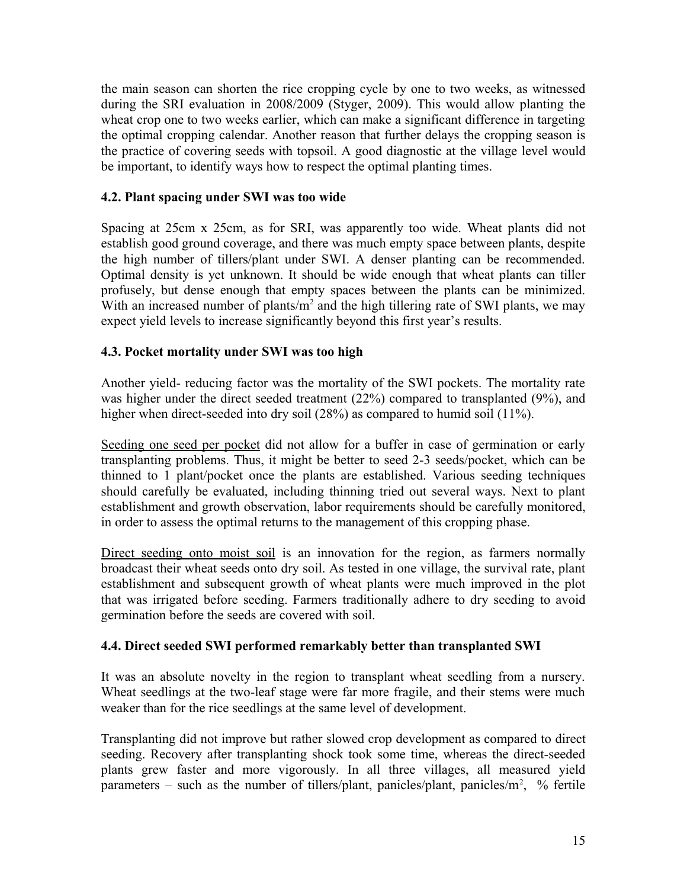the main season can shorten the rice cropping cycle by one to two weeks, as witnessed during the SRI evaluation in 2008/2009 (Styger, 2009). This would allow planting the wheat crop one to two weeks earlier, which can make a significant difference in targeting the optimal cropping calendar. Another reason that further delays the cropping season is the practice of covering seeds with topsoil. A good diagnostic at the village level would be important, to identify ways how to respect the optimal planting times.

### 4.2. Plant spacing under SWI was too wide

Spacing at 25cm x 25cm, as for SRI, was apparently too wide. Wheat plants did not establish good ground coverage, and there was much empty space between plants, despite the high number of tillers/plant under SWI. A denser planting can be recommended. Optimal density is yet unknown. It should be wide enough that wheat plants can tiller profusely, but dense enough that empty spaces between the plants can be minimized. With an increased number of plants/$m^2$ and the high tillering rate of SWI plants, we may expect yield levels to increase significantly beyond this first year's results.

### 4.3. Pocket mortality under SWI was too high

Another yield- reducing factor was the mortality of the SWI pockets. The mortality rate was higher under the direct seeded treatment (22%) compared to transplanted (9%), and higher when direct-seeded into dry soil (28%) as compared to humid soil (11%).

Seeding one seed per pocket did not allow for a buffer in case of germination or early transplanting problems. Thus, it might be better to seed 2-3 seeds/pocket, which can be thinned to 1 plant/pocket once the plants are established. Various seeding techniques should carefully be evaluated, including thinning tried out several ways. Next to plant establishment and growth observation, labor requirements should be carefully monitored, in order to assess the optimal returns to the management of this cropping phase.

Direct seeding onto moist soil is an innovation for the region, as farmers normally broadcast their wheat seeds onto dry soil. As tested in one village, the survival rate, plant establishment and subsequent growth of wheat plants were much improved in the plot that was irrigated before seeding. Farmers traditionally adhere to dry seeding to avoid germination before the seeds are covered with soil.

### 4.4. Direct seeded SWI performed remarkably better than transplanted SWI

It was an absolute novelty in the region to transplant wheat seedling from a nursery. Wheat seedlings at the two-leaf stage were far more fragile, and their stems were much weaker than for the rice seedlings at the same level of development.

Transplanting did not improve but rather slowed crop development as compared to direct seeding. Recovery after transplanting shock took some time, whereas the direct-seeded plants grew faster and more vigorously. In all three villages, all measured yield parameters – such as the number of tillers/plant, panicles/plant, panicles/$m^2$, % fertile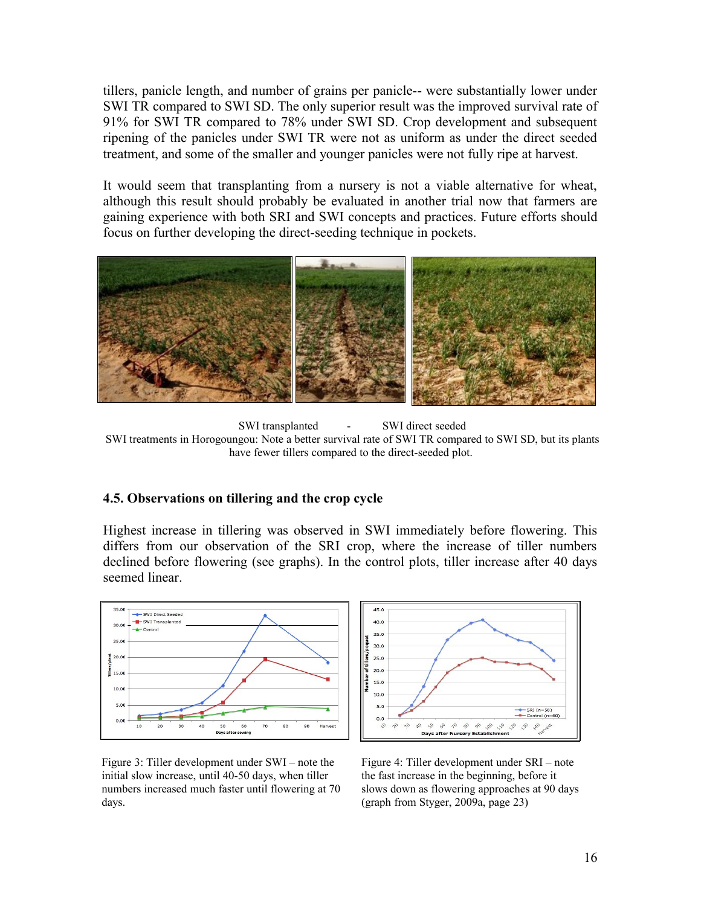tillers, panicle length, and number of grains per panicle-- were substantially lower under SWI TR compared to SWI SD. The only superior result was the improved survival rate of 91% for SWI TR compared to 78% under SWI SD. Crop development and subsequent ripening of the panicles under SWI TR were not as uniform as under the direct seeded treatment, and some of the smaller and younger panicles were not fully ripe at harvest.

It would seem that transplanting from a nursery is not a viable alternative for wheat, although this result should probably be evaluated in another trial now that farmers are gaining experience with both SRI and SWI concepts and practices. Future efforts should focus on further developing the direct-seeding technique in pockets.

SWI transplanted - SWI direct seeded

SWI treatments in Horogoungou: Note a better survival rate of SWI TR compared to SWI SD, but its plants have fewer tillers compared to the direct-seeded plot.

### 4.5. Observations on tillering and the crop cycle

Highest increase in tillering was observed in SWI immediately before flowering. This differs from our observation of the SRI crop, where the increase of tiller numbers declined before flowering (see graphs). In the control plots, tiller increase after 40 days seemed linear.

Figure 3: Tiller development under SWI – note the initial slow increase, until 40-50 days, when tiller numbers increased much faster until flowering at 70 days.

Figure 4: Tiller development under SRI – note the fast increase in the beginning, before it slows down as flowering approaches at 90 days (graph from Styger, 2009a, page 23)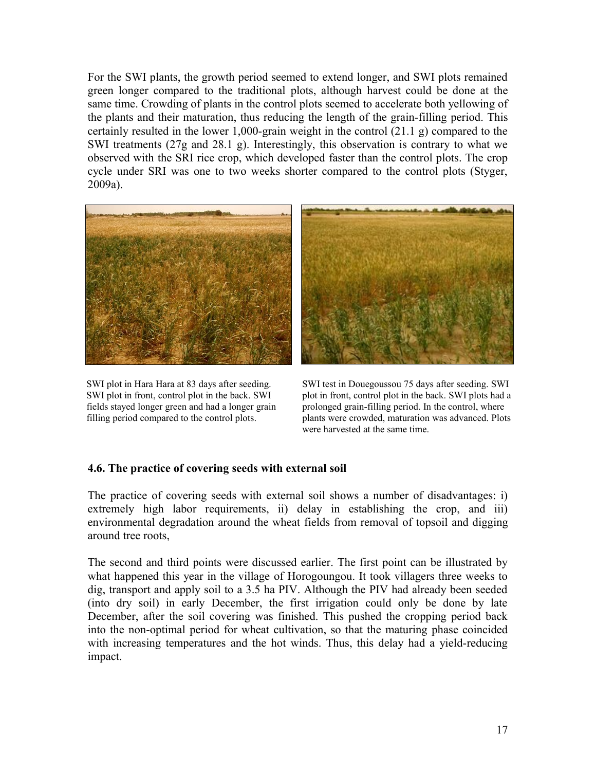For the SWI plants, the growth period seemed to extend longer, and SWI plots remained green longer compared to the traditional plots, although harvest could be done at the same time. Crowding of plants in the control plots seemed to accelerate both yellowing of the plants and their maturation, thus reducing the length of the grain-filling period. This certainly resulted in the lower 1,000-grain weight in the control (21.1 g) compared to the SWI treatments (27g and 28.1 g). Interestingly, this observation is contrary to what we observed with the SRI rice crop, which developed faster than the control plots. The crop cycle under SRI was one to two weeks shorter compared to the control plots (Styger, 2009a).

SWI plot in Hara Hara at 83 days after seeding. SWI plot in front, control plot in the back. SWI fields stayed longer green and had a longer grain filling period compared to the control plots.

SWI test in Douegoussou 75 days after seeding. SWI plot in front, control plot in the back. SWI plots had a prolonged grain-filling period. In the control, where plants were crowded, maturation was advanced. Plots were harvested at the same time.

### 4.6. The practice of covering seeds with external soil

The practice of covering seeds with external soil shows a number of disadvantages: i) extremely high labor requirements, ii) delay in establishing the crop, and iii) environmental degradation around the wheat fields from removal of topsoil and digging around tree roots,

The second and third points were discussed earlier. The first point can be illustrated by what happened this year in the village of Horogoungou. It took villagers three weeks to dig, transport and apply soil to a 3.5 ha PIV. Although the PIV had already been seeded (into dry soil) in early December, the first irrigation could only be done by late December, after the soil covering was finished. This pushed the cropping period back into the non-optimal period for wheat cultivation, so that the maturing phase coincided with increasing temperatures and the hot winds. Thus, this delay had a yield-reducing impact.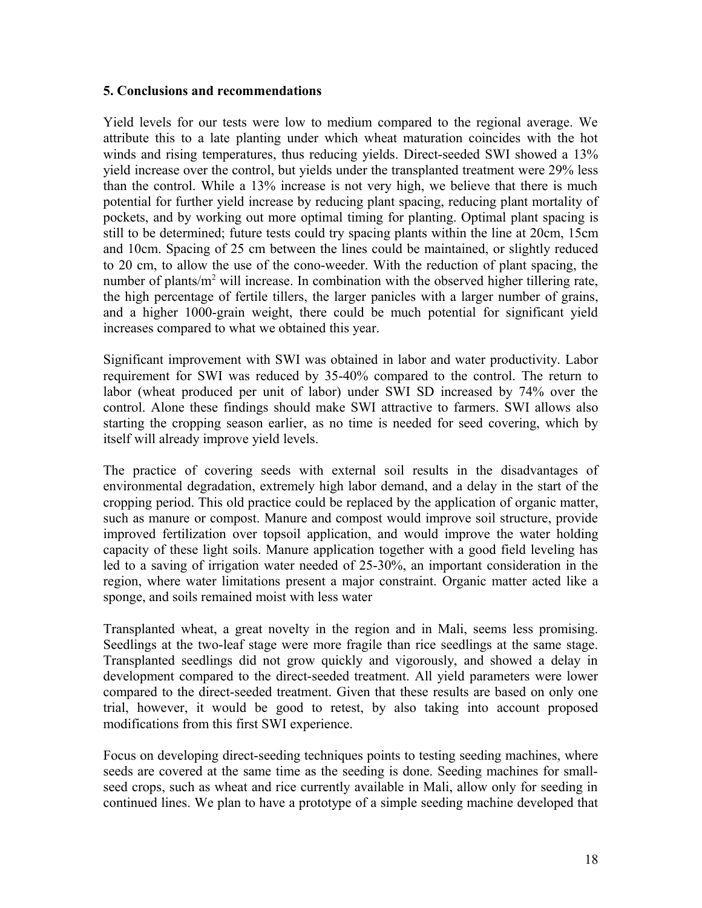### 5. Conclusions and recommendations

Yield levels for our tests were low to medium compared to the regional average. We attribute this to a late planting under which wheat maturation coincides with the hot winds and rising temperatures, thus reducing yields. Direct-seeded SWI showed a 13% yield increase over the control, but yields under the transplanted treatment were 29% less than the control. While a 13% increase is not very high, we believe that there is much potential for further yield increase by reducing plant spacing, reducing plant mortality of pockets, and by working out more optimal timing for planting. Optimal plant spacing is still to be determined; future tests could try spacing plants within the line at 20cm, 15cm and 10cm. Spacing of 25 cm between the lines could be maintained, or slightly reduced to 20 cm, to allow the use of the cono-weeder. With the reduction of plant spacing, the number of plants/$m^2$ will increase. In combination with the observed higher tillering rate, the high percentage of fertile tillers, the larger panicles with a larger number of grains, and a higher 1000-grain weight, there could be much potential for significant yield increases compared to what we obtained this year.

Significant improvement with SWI was obtained in labor and water productivity. Labor requirement for SWI was reduced by 35-40% compared to the control. The return to labor (wheat produced per unit of labor) under SWI SD increased by 74% over the control. Alone these findings should make SWI attractive to farmers. SWI allows also starting the cropping season earlier, as no time is needed for seed covering, which by itself will already improve yield levels.

The practice of covering seeds with external soil results in the disadvantages of environmental degradation, extremely high labor demand, and a delay in the start of the cropping period. This old practice could be replaced by the application of organic matter, such as manure or compost. Manure and compost would improve soil structure, provide improved fertilization over topsoil application, and would improve the water holding capacity of these light soils. Manure application together with a good field leveling has led to a saving of irrigation water needed of 25-30%, an important consideration in the region, where water limitations present a major constraint. Organic matter acted like a sponge, and soils remained moist with less water

Transplanted wheat, a great novelty in the region and in Mali, seems less promising. Seedlings at the two-leaf stage were more fragile than rice seedlings at the same stage. Transplanted seedlings did not grow quickly and vigorously, and showed a delay in development compared to the direct-seeded treatment. All yield parameters were lower compared to the direct-seeded treatment. Given that these results are based on only one trial, however, it would be good to retest, by also taking into account proposed modifications from this first SWI experience.

Focus on developing direct-seeding techniques points to testing seeding machines, where seeds are covered at the same time as the seeding is done. Seeding machines for small-seed crops, such as wheat and rice currently available in Mali, allow only for seeding in continued lines. We plan to have a prototype of a simple seeding machine developed that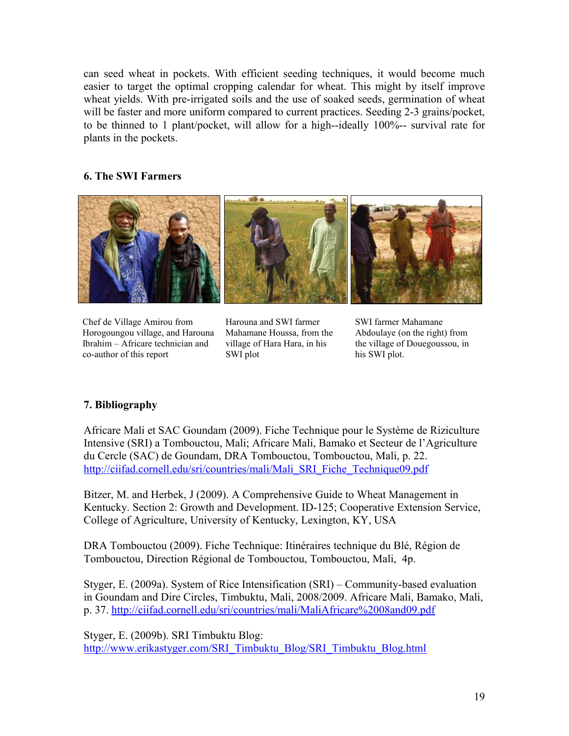can seed wheat in pockets. With efficient seeding techniques, it would become much easier to target the optimal cropping calendar for wheat. This might by itself improve wheat yields. With pre-irrigated soils and the use of soaked seeds, germination of wheat will be faster and more uniform compared to current practices. Seeding 2-3 grains/pocket, to be thinned to 1 plant/pocket, will allow for a high--ideally 100%-- survival rate for plants in the pockets.

### 6. The SWI Farmers

Chef de Village Amirou from Horogoungou village, and Harouna Ibrahim – Africare technician and co-author of this report

Harouna and SWI farmer Mahamane Houssa, from the village of Hara Hara, in his SWI plot

SWI farmer Mahamane Abdoulaye (on the right) from the village of Douegoussou, in his SWI plot.

### 7. Bibliography

Africare Mali et SAC Goundam (2009). Fiche Technique pour le Système de Riziculture Intensive (SRI) a Tombouctou, Mali; Africare Mali, Bamako et Secteur de l'Agriculture du Cercle (SAC) de Goundam, DRA Tombouctou, Tombouctou, Mali, p. 22. http://ciifad.cornell.edu/sri/countries/mali/Mali_SRI_Fiche_Technique09.pdf

Bitzer, M. and Herbek, J (2009). A Comprehensive Guide to Wheat Management in Kentucky. Section 2: Growth and Development. ID-125; Cooperative Extension Service, College of Agriculture, University of Kentucky, Lexington, KY, USA

DRA Tombouctou (2009). Fiche Technique: Itinéraires technique du Blé, Région de Tombouctou, Direction Régional de Tombouctou, Tombouctou, Mali, 4p.

Styger, E. (2009a). System of Rice Intensification (SRI) – Community-based evaluation in Goundam and Dire Circles, Timbuktu, Mali, 2008/2009. Africare Mali, Bamako, Mali, p. 37. http://ciifad.cornell.edu/sri/countries/mali/MaliAfricare%2008and09.pdf

Styger, E. (2009b). SRI Timbuktu Blog: http://www.erikastyger.com/SRI_Timbuktu_Blog/SRI_Timbuktu_Blog.html